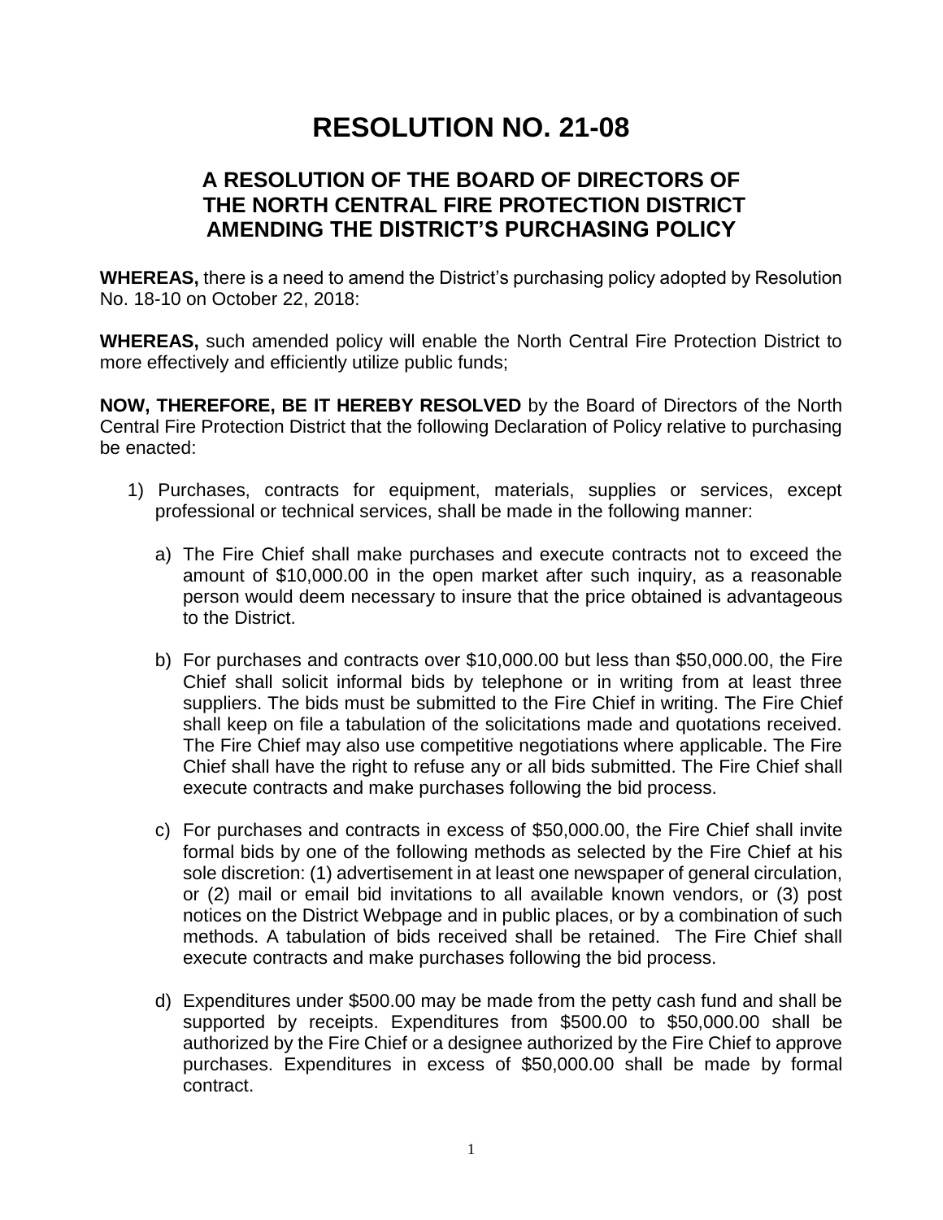# RESOLUTION NO. 21-08

## A RESOLUTION OF THE BOARD OF DIRECTORS OF THE NORTH CENTRAL FIRE PROTECTION DISTRICT AMENDING THE DISTRICT'S PURCHASING POLICY

**WHEREAS,** there is a need to amend the District's purchasing policy adopted by Resolution No. 18-10 on October 22, 2018:

**WHEREAS,** such amended policy will enable the North Central Fire Protection District to more effectively and efficiently utilize public funds;

**NOW, THEREFORE, BE IT HEREBY RESOLVED** by the Board of Directors of the North Central Fire Protection District that the following Declaration of Policy relative to purchasing be enacted:

1) Purchases, contracts for equipment, materials, supplies or services, except professional or technical services, shall be made in the following manner:

   a) The Fire Chief shall make purchases and execute contracts not to exceed the amount of $10,000.00 in the open market after such inquiry, as a reasonable person would deem necessary to insure that the price obtained is advantageous to the District.

   b) For purchases and contracts over $10,000.00 but less than $50,000.00, the Fire Chief shall solicit informal bids by telephone or in writing from at least three suppliers. The bids must be submitted to the Fire Chief in writing. The Fire Chief shall keep on file a tabulation of the solicitations made and quotations received. The Fire Chief may also use competitive negotiations where applicable. The Fire Chief shall have the right to refuse any or all bids submitted. The Fire Chief shall execute contracts and make purchases following the bid process.

   c) For purchases and contracts in excess of $50,000.00, the Fire Chief shall invite formal bids by one of the following methods as selected by the Fire Chief at his sole discretion: (1) advertisement in at least one newspaper of general circulation, or (2) mail or email bid invitations to all available known vendors, or (3) post notices on the District Webpage and in public places, or by a combination of such methods. A tabulation of bids received shall be retained. The Fire Chief shall execute contracts and make purchases following the bid process.

   d) Expenditures under $500.00 may be made from the petty cash fund and shall be supported by receipts. Expenditures from $500.00 to $50,000.00 shall be authorized by the Fire Chief or a designee authorized by the Fire Chief to approve purchases. Expenditures in excess of $50,000.00 shall be made by formal contract.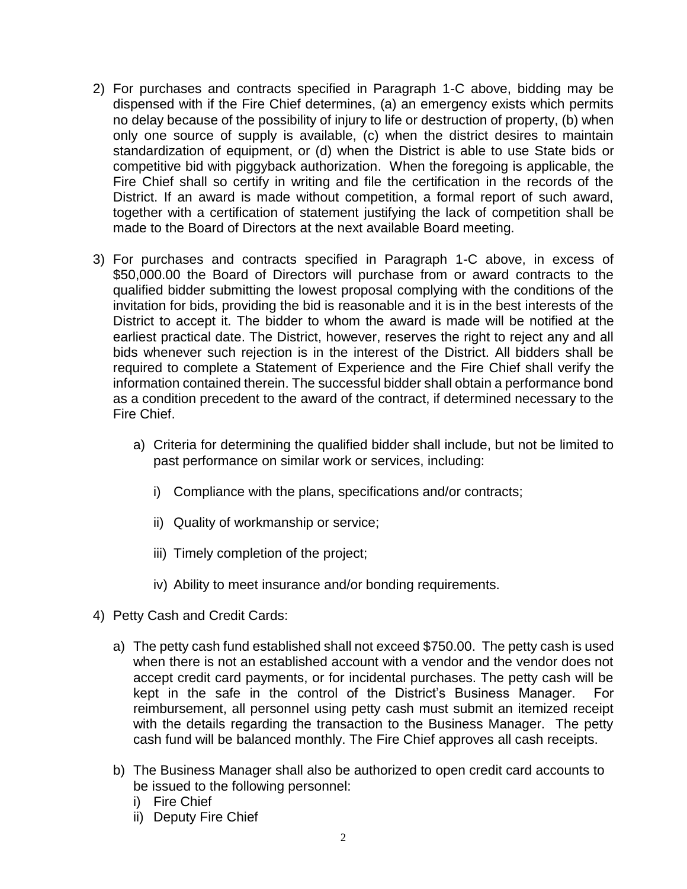2) For purchases and contracts specified in Paragraph 1-C above, bidding may be dispensed with if the Fire Chief determines, (a) an emergency exists which permits no delay because of the possibility of injury to life or destruction of property, (b) when only one source of supply is available, (c) when the district desires to maintain standardization of equipment, or (d) when the District is able to use State bids or competitive bid with piggyback authorization. When the foregoing is applicable, the Fire Chief shall so certify in writing and file the certification in the records of the District. If an award is made without competition, a formal report of such award, together with a certification of statement justifying the lack of competition shall be made to the Board of Directors at the next available Board meeting.

3) For purchases and contracts specified in Paragraph 1-C above, in excess of $50,000.00 the Board of Directors will purchase from or award contracts to the qualified bidder submitting the lowest proposal complying with the conditions of the invitation for bids, providing the bid is reasonable and it is in the best interests of the District to accept it. The bidder to whom the award is made will be notified at the earliest practical date. The District, however, reserves the right to reject any and all bids whenever such rejection is in the interest of the District. All bidders shall be required to complete a Statement of Experience and the Fire Chief shall verify the information contained therein. The successful bidder shall obtain a performance bond as a condition precedent to the award of the contract, if determined necessary to the Fire Chief.

   a) Criteria for determining the qualified bidder shall include, but not be limited to past performance on similar work or services, including:

      i) Compliance with the plans, specifications and/or contracts;

      ii) Quality of workmanship or service;

      iii) Timely completion of the project;

      iv) Ability to meet insurance and/or bonding requirements.

4) Petty Cash and Credit Cards:

   a) The petty cash fund established shall not exceed $750.00. The petty cash is used when there is not an established account with a vendor and the vendor does not accept credit card payments, or for incidental purchases. The petty cash will be kept in the safe in the control of the District's Business Manager. For reimbursement, all personnel using petty cash must submit an itemized receipt with the details regarding the transaction to the Business Manager. The petty cash fund will be balanced monthly. The Fire Chief approves all cash receipts.

   b) The Business Manager shall also be authorized to open credit card accounts to be issued to the following personnel:
      i) Fire Chief
      ii) Deputy Fire Chief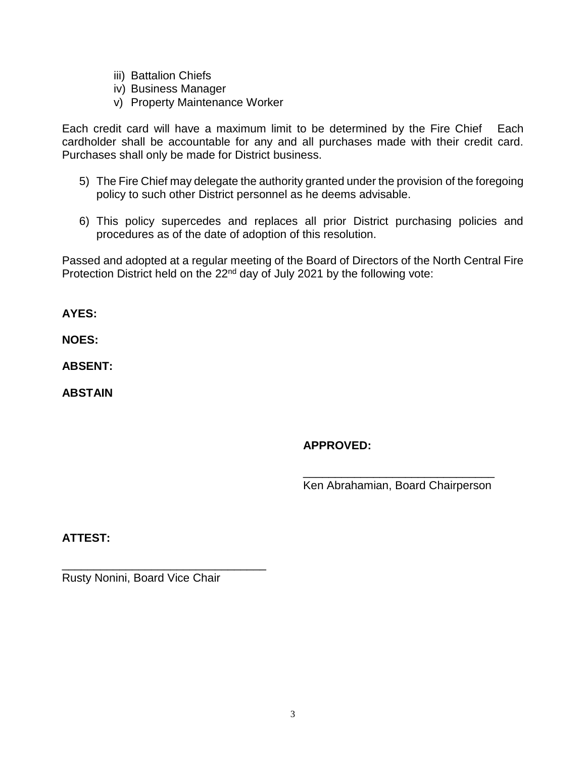iii) Battalion Chiefs
   iv) Business Manager
   v) Property Maintenance Worker

Each credit card will have a maximum limit to be determined by the Fire Chief  Each cardholder shall be accountable for any and all purchases made with their credit card. Purchases shall only be made for District business.

5) The Fire Chief may delegate the authority granted under the provision of the foregoing policy to such other District personnel as he deems advisable.

6) This policy supercedes and replaces all prior District purchasing policies and procedures as of the date of adoption of this resolution.

Passed and adopted at a regular meeting of the Board of Directors of the North Central Fire Protection District held on the 22nd day of July 2021 by the following vote:

**AYES:**

**NOES:**

**ABSENT:**

**ABSTAIN**

**APPROVED:**

________________________________
Ken Abrahamian, Board Chairperson

**ATTEST:**

________________________________
Rusty Nonini, Board Vice Chair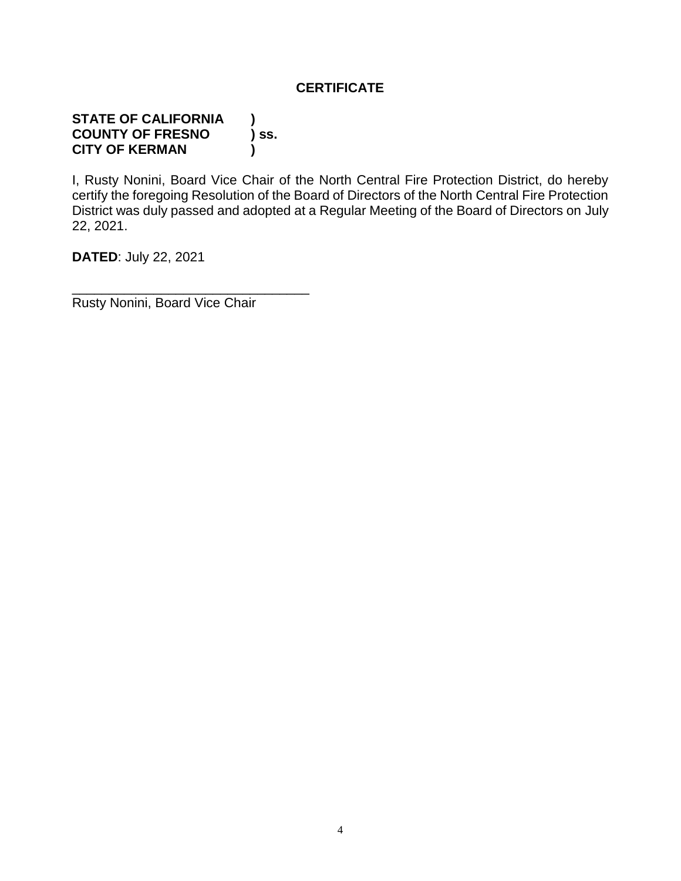## CERTIFICATE

**STATE OF CALIFORNIA )**
**COUNTY OF FRESNO ) ss.**
**CITY OF KERMAN )**

I, Rusty Nonini, Board Vice Chair of the North Central Fire Protection District, do hereby certify the foregoing Resolution of the Board of Directors of the North Central Fire Protection District was duly passed and adopted at a Regular Meeting of the Board of Directors on July 22, 2021.

**DATED**: July 22, 2021

_________________________________
Rusty Nonini, Board Vice Chair